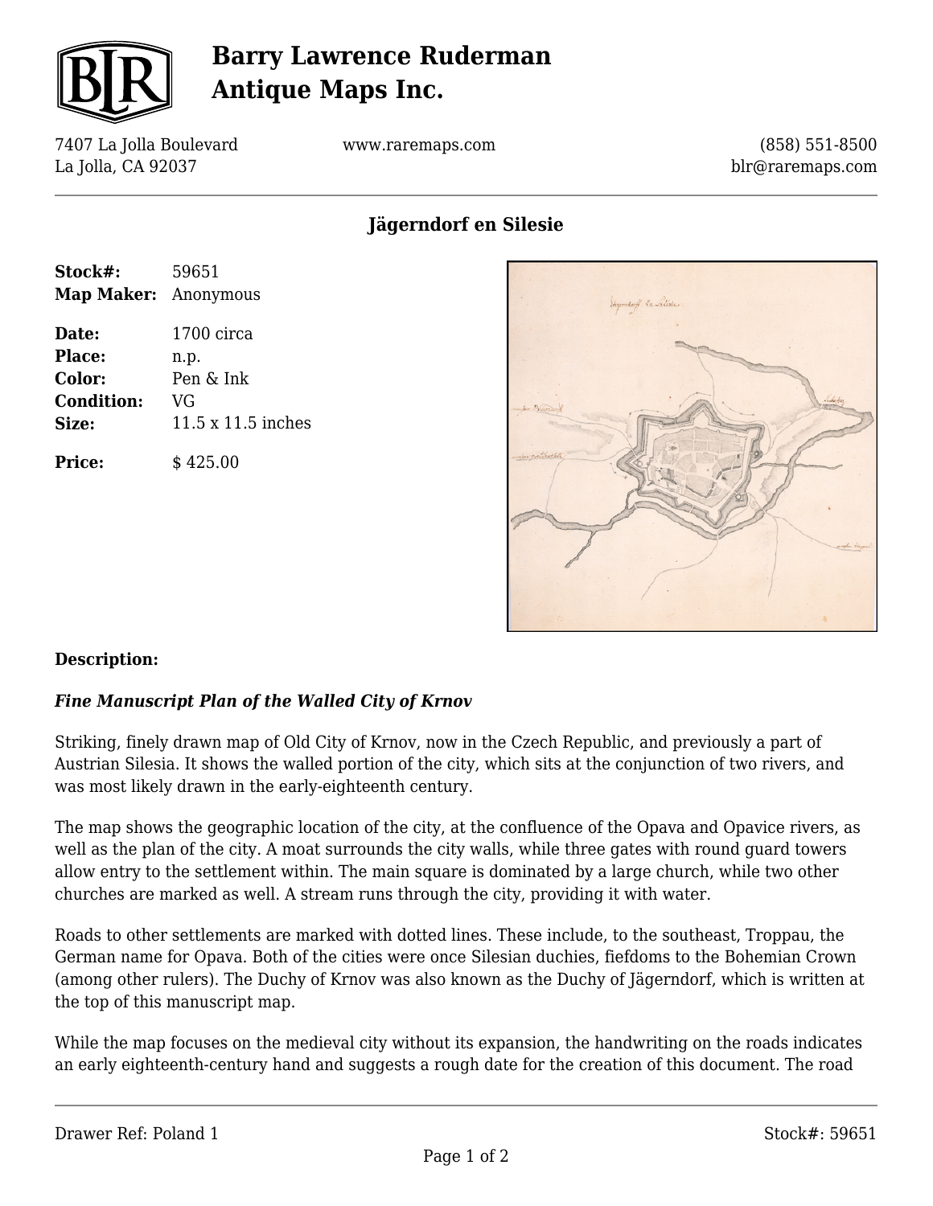# Barry Lawrence Ruderman Antique Maps Inc.

7407 La Jolla Boulevard
La Jolla, CA 92037

www.raremaps.com

(858) 551-8500
blr@raremaps.com

## Jägerndorf en Silesie

**Stock#:** 59651
**Map Maker:** Anonymous

**Date:** 1700 circa
**Place:** n.p.
**Color:** Pen & Ink
**Condition:** VG
**Size:** 11.5 x 11.5 inches

**Price:** $ 425.00

### Description:

***Fine Manuscript Plan of the Walled City of Krnov***

Striking, finely drawn map of Old City of Krnov, now in the Czech Republic, and previously a part of Austrian Silesia. It shows the walled portion of the city, which sits at the conjunction of two rivers, and was most likely drawn in the early-eighteenth century.

The map shows the geographic location of the city, at the confluence of the Opava and Opavice rivers, as well as the plan of the city. A moat surrounds the city walls, while three gates with round guard towers allow entry to the settlement within. The main square is dominated by a large church, while two other churches are marked as well. A stream runs through the city, providing it with water.

Roads to other settlements are marked with dotted lines. These include, to the southeast, Troppau, the German name for Opava. Both of the cities were once Silesian duchies, fiefdoms to the Bohemian Crown (among other rulers). The Duchy of Krnov was also known as the Duchy of Jägerndorf, which is written at the top of this manuscript map.

While the map focuses on the medieval city without its expansion, the handwriting on the roads indicates an early eighteenth-century hand and suggests a rough date for the creation of this document. The road

Drawer Ref: Poland 1

Stock#: 59651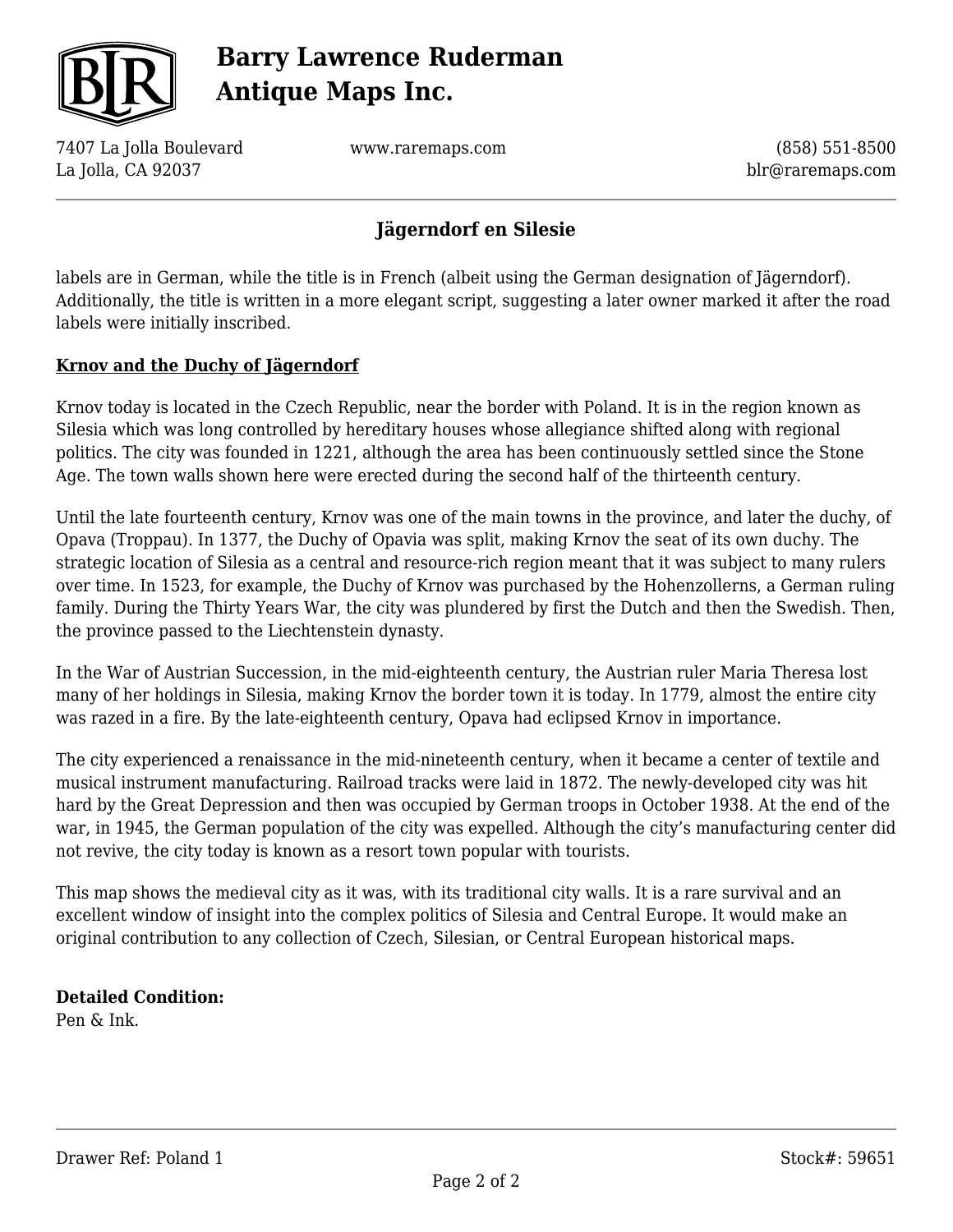labels are in German, while the title is in French (albeit using the German designation of Jägerndorf). Additionally, the title is written in a more elegant script, suggesting a later owner marked it after the road labels were initially inscribed.

## Krnov and the Duchy of Jägerndorf

Krnov today is located in the Czech Republic, near the border with Poland. It is in the region known as Silesia which was long controlled by hereditary houses whose allegiance shifted along with regional politics. The city was founded in 1221, although the area has been continuously settled since the Stone Age. The town walls shown here were erected during the second half of the thirteenth century.

Until the late fourteenth century, Krnov was one of the main towns in the province, and later the duchy, of Opava (Troppau). In 1377, the Duchy of Opavia was split, making Krnov the seat of its own duchy. The strategic location of Silesia as a central and resource-rich region meant that it was subject to many rulers over time. In 1523, for example, the Duchy of Krnov was purchased by the Hohenzollerns, a German ruling family. During the Thirty Years War, the city was plundered by first the Dutch and then the Swedish. Then, the province passed to the Liechtenstein dynasty.

In the War of Austrian Succession, in the mid-eighteenth century, the Austrian ruler Maria Theresa lost many of her holdings in Silesia, making Krnov the border town it is today. In 1779, almost the entire city was razed in a fire. By the late-eighteenth century, Opava had eclipsed Krnov in importance.

The city experienced a renaissance in the mid-nineteenth century, when it became a center of textile and musical instrument manufacturing. Railroad tracks were laid in 1872. The newly-developed city was hit hard by the Great Depression and then was occupied by German troops in October 1938. At the end of the war, in 1945, the German population of the city was expelled. Although the city's manufacturing center did not revive, the city today is known as a resort town popular with tourists.

This map shows the medieval city as it was, with its traditional city walls. It is a rare survival and an excellent window of insight into the complex politics of Silesia and Central Europe. It would make an original contribution to any collection of Czech, Silesian, or Central European historical maps.

**Detailed Condition:**
Pen & Ink.

Drawer Ref: Poland 1

Stock#: 59651